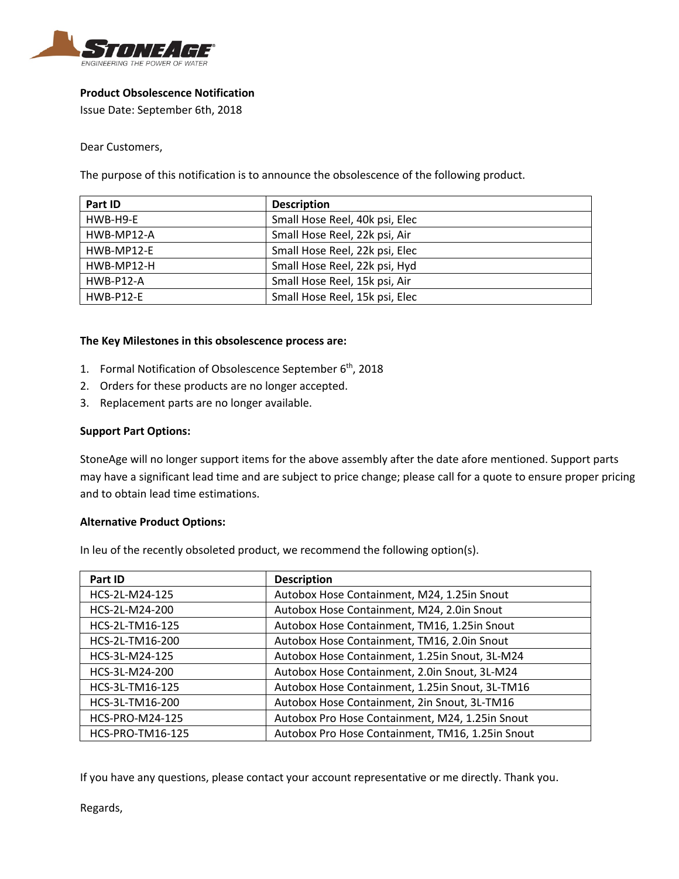**Product Obsolescence Notification**

Issue Date: September 6th, 2018

Dear Customers,

The purpose of this notification is to announce the obsolescence of the following product.

| Part ID | Description |
|---|---|
| HWB-H9-E | Small Hose Reel, 40k psi, Elec |
| HWB-MP12-A | Small Hose Reel, 22k psi, Air |
| HWB-MP12-E | Small Hose Reel, 22k psi, Elec |
| HWB-MP12-H | Small Hose Reel, 22k psi, Hyd |
| HWB-P12-A | Small Hose Reel, 15k psi, Air |
| HWB-P12-E | Small Hose Reel, 15k psi, Elec |

**The Key Milestones in this obsolescence process are:**

1. Formal Notification of Obsolescence September 6th, 2018
2. Orders for these products are no longer accepted.
3. Replacement parts are no longer available.

**Support Part Options:**

StoneAge will no longer support items for the above assembly after the date afore mentioned. Support parts may have a significant lead time and are subject to price change; please call for a quote to ensure proper pricing and to obtain lead time estimations.

**Alternative Product Options:**

In leu of the recently obsoleted product, we recommend the following option(s).

| Part ID | Description |
|---|---|
| HCS-2L-M24-125 | Autobox Hose Containment, M24, 1.25in Snout |
| HCS-2L-M24-200 | Autobox Hose Containment, M24, 2.0in Snout |
| HCS-2L-TM16-125 | Autobox Hose Containment, TM16, 1.25in Snout |
| HCS-2L-TM16-200 | Autobox Hose Containment, TM16, 2.0in Snout |
| HCS-3L-M24-125 | Autobox Hose Containment, 1.25in Snout, 3L-M24 |
| HCS-3L-M24-200 | Autobox Hose Containment, 2.0in Snout, 3L-M24 |
| HCS-3L-TM16-125 | Autobox Hose Containment, 1.25in Snout, 3L-TM16 |
| HCS-3L-TM16-200 | Autobox Hose Containment, 2in Snout, 3L-TM16 |
| HCS-PRO-M24-125 | Autobox Pro Hose Containment, M24, 1.25in Snout |
| HCS-PRO-TM16-125 | Autobox Pro Hose Containment, TM16, 1.25in Snout |

If you have any questions, please contact your account representative or me directly. Thank you.

Regards,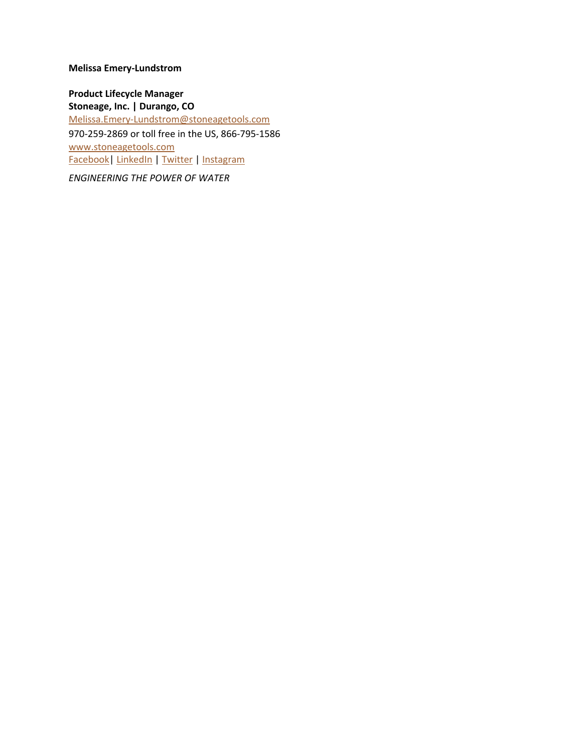**Melissa Emery-Lundstrom**

**Product Lifecycle Manager**
**Stoneage, Inc. | Durango, CO**
Melissa.Emery-Lundstrom@stoneagetools.com
970-259-2869 or toll free in the US, 866-795-1586
www.stoneagetools.com
Facebook| LinkedIn | Twitter | Instagram

*ENGINEERING THE POWER OF WATER*